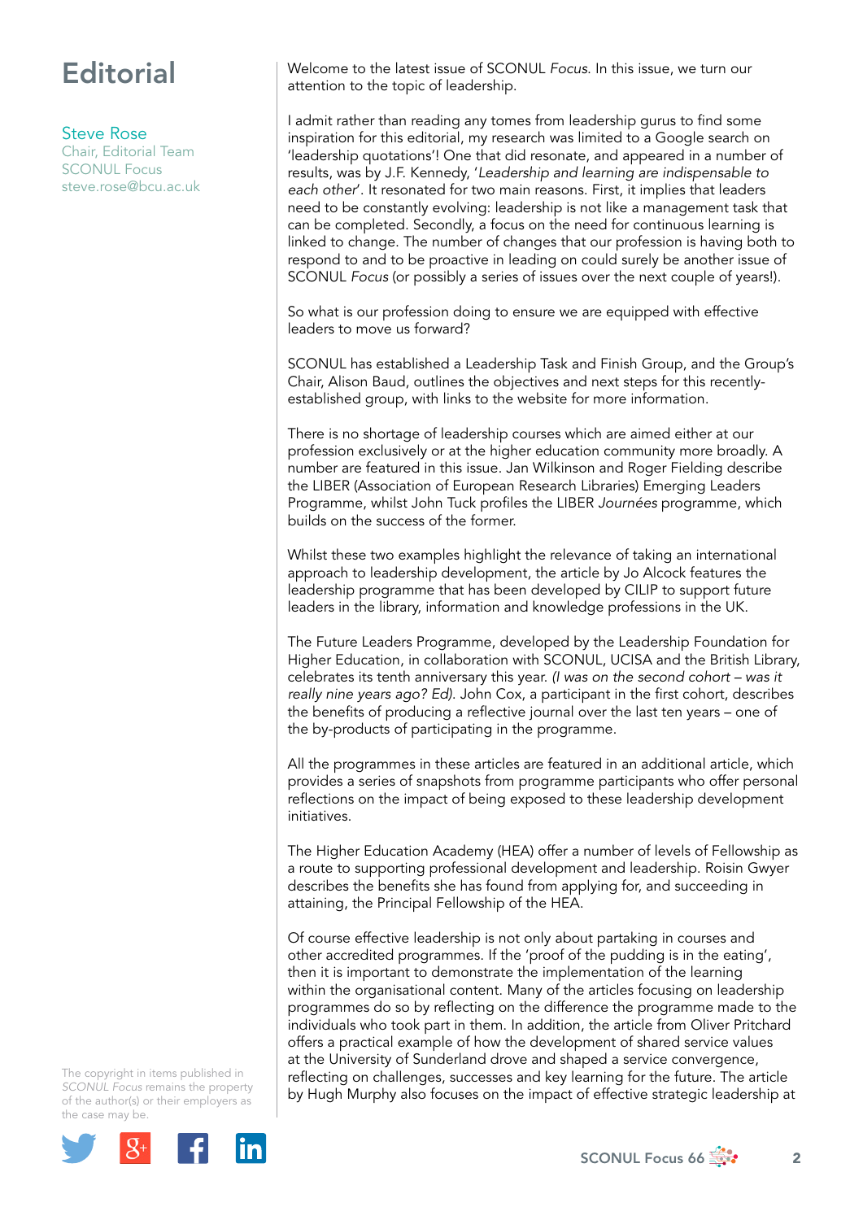# Editorial

**Steve Rose**
Chair, Editorial Team
SCONUL Focus
steve.rose@bcu.ac.uk

Welcome to the latest issue of SCONUL *Focus*. In this issue, we turn our attention to the topic of leadership.

I admit rather than reading any tomes from leadership gurus to find some inspiration for this editorial, my research was limited to a Google search on 'leadership quotations'! One that did resonate, and appeared in a number of results, was by J.F. Kennedy, '*Leadership and learning are indispensable to each other*'. It resonated for two main reasons. First, it implies that leaders need to be constantly evolving: leadership is not like a management task that can be completed. Secondly, a focus on the need for continuous learning is linked to change. The number of changes that our profession is having both to respond to and to be proactive in leading on could surely be another issue of SCONUL *Focus* (or possibly a series of issues over the next couple of years!).

So what is our profession doing to ensure we are equipped with effective leaders to move us forward?

SCONUL has established a Leadership Task and Finish Group, and the Group's Chair, Alison Baud, outlines the objectives and next steps for this recently-established group, with links to the website for more information.

There is no shortage of leadership courses which are aimed either at our profession exclusively or at the higher education community more broadly. A number are featured in this issue. Jan Wilkinson and Roger Fielding describe the LIBER (Association of European Research Libraries) Emerging Leaders Programme, whilst John Tuck profiles the LIBER *Journées* programme, which builds on the success of the former.

Whilst these two examples highlight the relevance of taking an international approach to leadership development, the article by Jo Alcock features the leadership programme that has been developed by CILIP to support future leaders in the library, information and knowledge professions in the UK.

The Future Leaders Programme, developed by the Leadership Foundation for Higher Education, in collaboration with SCONUL, UCISA and the British Library, celebrates its tenth anniversary this year. *(I was on the second cohort – was it really nine years ago? Ed).* John Cox, a participant in the first cohort, describes the benefits of producing a reflective journal over the last ten years – one of the by-products of participating in the programme.

All the programmes in these articles are featured in an additional article, which provides a series of snapshots from programme participants who offer personal reflections on the impact of being exposed to these leadership development initiatives.

The Higher Education Academy (HEA) offer a number of levels of Fellowship as a route to supporting professional development and leadership. Roisin Gwyer describes the benefits she has found from applying for, and succeeding in attaining, the Principal Fellowship of the HEA.

Of course effective leadership is not only about partaking in courses and other accredited programmes. If the 'proof of the pudding is in the eating', then it is important to demonstrate the implementation of the learning within the organisational content. Many of the articles focusing on leadership programmes do so by reflecting on the difference the programme made to the individuals who took part in them. In addition, the article from Oliver Pritchard offers a practical example of how the development of shared service values at the University of Sunderland drove and shaped a service convergence, reflecting on challenges, successes and key learning for the future. The article by Hugh Murphy also focuses on the impact of effective strategic leadership at

The copyright in items published in *SCONUL Focus* remains the property of the author(s) or their employers as the case may be.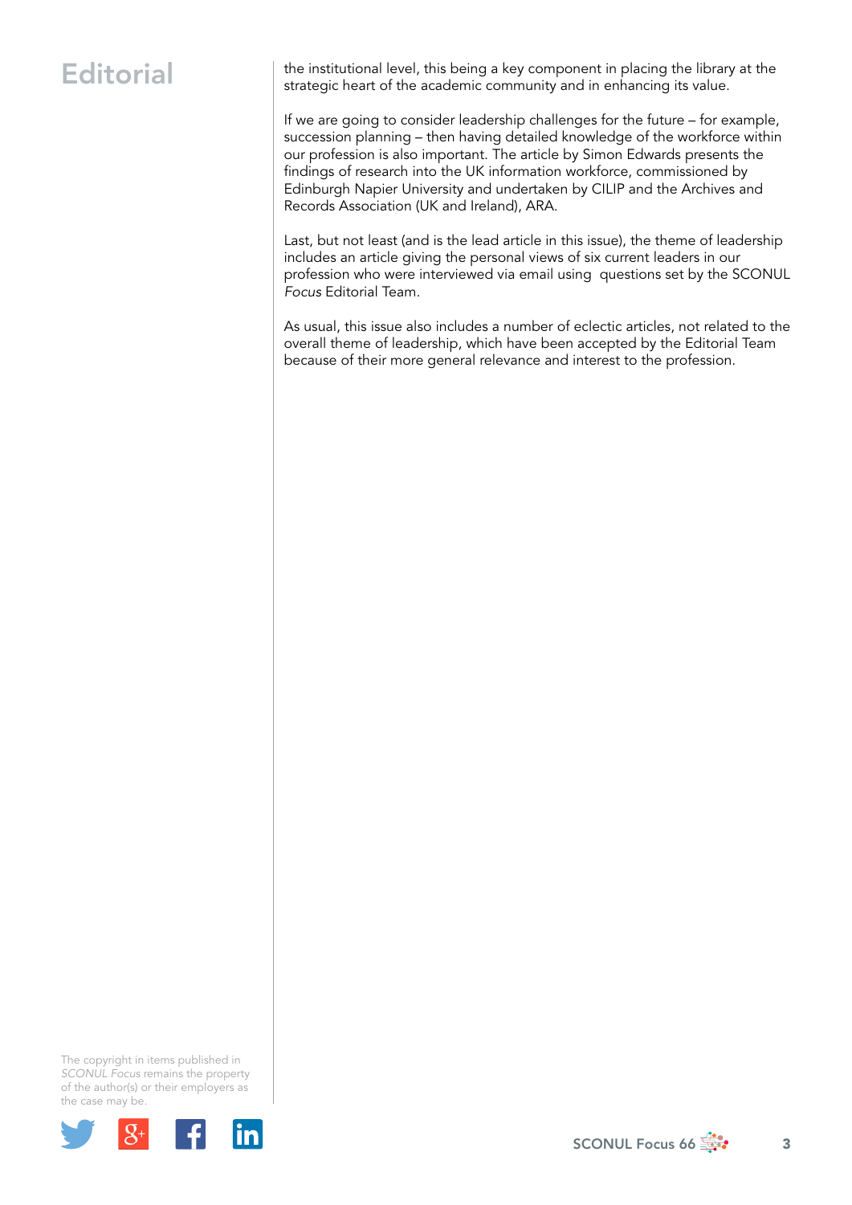# Editorial

the institutional level, this being a key component in placing the library at the strategic heart of the academic community and in enhancing its value.

If we are going to consider leadership challenges for the future – for example, succession planning – then having detailed knowledge of the workforce within our profession is also important. The article by Simon Edwards presents the findings of research into the UK information workforce, commissioned by Edinburgh Napier University and undertaken by CILIP and the Archives and Records Association (UK and Ireland), ARA.

Last, but not least (and is the lead article in this issue), the theme of leadership includes an article giving the personal views of six current leaders in our profession who were interviewed via email using questions set by the SCONUL *Focus* Editorial Team.

As usual, this issue also includes a number of eclectic articles, not related to the overall theme of leadership, which have been accepted by the Editorial Team because of their more general relevance and interest to the profession.

The copyright in items published in *SCONUL Focus* remains the property of the author(s) or their employers as the case may be.